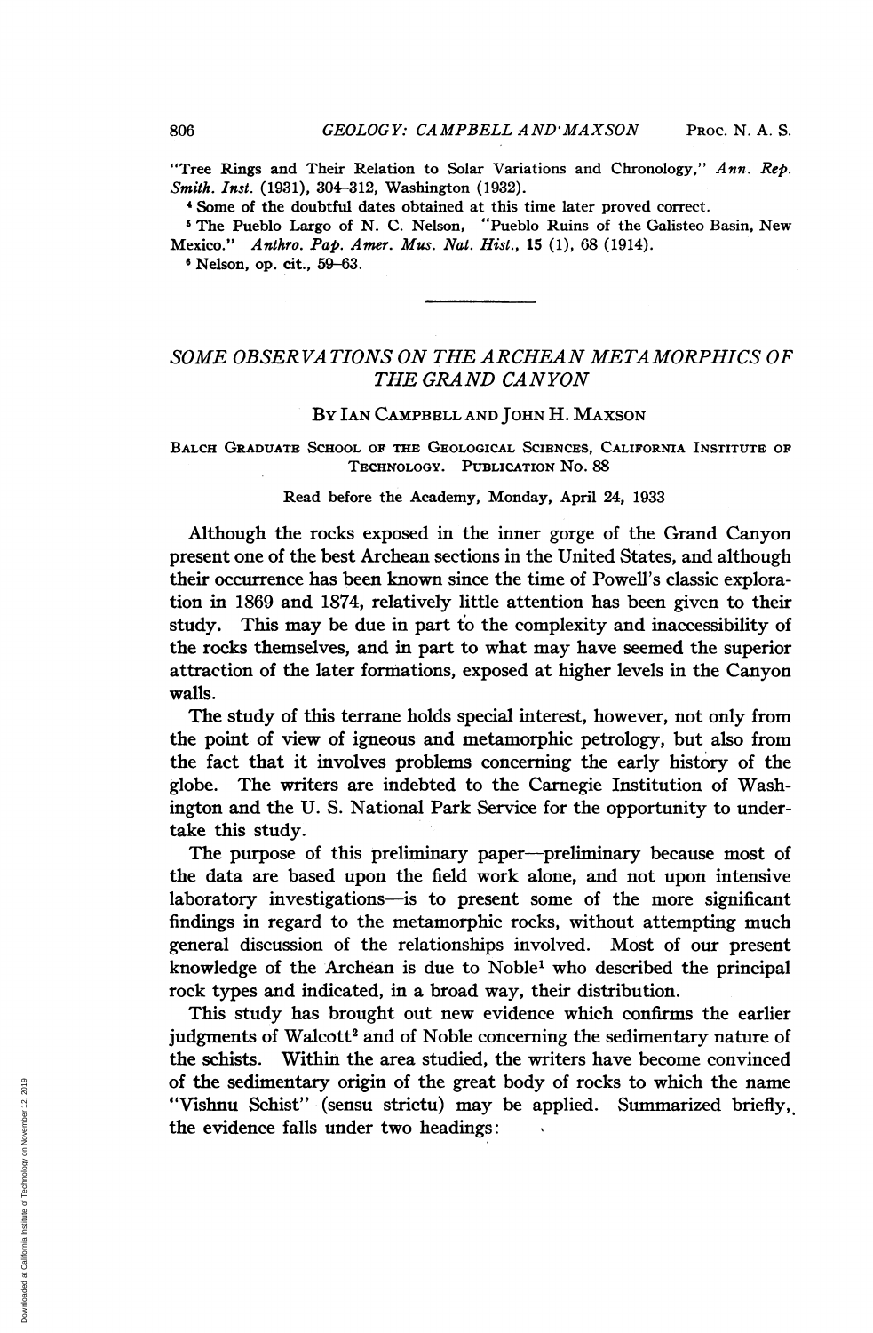"Tree Rings and Their Relation to Solar Variations and Chronology," *Ann. Rep. Smith. Inst.* (1931), 304–312, Washington (1932).

[4] Some of the doubtful dates obtained at this time later proved correct.

[5] The Pueblo Largo of N. C. Nelson, "Pueblo Ruins of the Galisteo Basin, New Mexico." *Anthro. Pap. Amer. Mus. Nat. Hist.*, 15 (1), 68 (1914).

[6] Nelson, op. cit., 59–63.

---

# SOME OBSERVATIONS ON THE ARCHEAN METAMORPHICS OF THE GRAND CANYON

By Ian Campbell and John H. Maxson

Balch Graduate School of the Geological Sciences, California Institute of Technology. Publication No. 88

Read before the Academy, Monday, April 24, 1933

Although the rocks exposed in the inner gorge of the Grand Canyon present one of the best Archean sections in the United States, and although their occurrence has been known since the time of Powell's classic exploration in 1869 and 1874, relatively little attention has been given to their study. This may be due in part to the complexity and inaccessibility of the rocks themselves, and in part to what may have seemed the superior attraction of the later formations, exposed at higher levels in the Canyon walls.

The study of this terrane holds special interest, however, not only from the point of view of igneous and metamorphic petrology, but also from the fact that it involves problems concerning the early history of the globe. The writers are indebted to the Carnegie Institution of Washington and the U. S. National Park Service for the opportunity to undertake this study.

The purpose of this preliminary paper—preliminary because most of the data are based upon the field work alone, and not upon intensive laboratory investigations—is to present some of the more significant findings in regard to the metamorphic rocks, without attempting much general discussion of the relationships involved. Most of our present knowledge of the Archean is due to Noble[1] who described the principal rock types and indicated, in a broad way, their distribution.

This study has brought out new evidence which confirms the earlier judgments of Walcott[2] and of Noble concerning the sedimentary nature of the schists. Within the area studied, the writers have become convinced of the sedimentary origin of the great body of rocks to which the name "Vishnu Schist" (sensu strictu) may be applied. Summarized briefly, the evidence falls under two headings: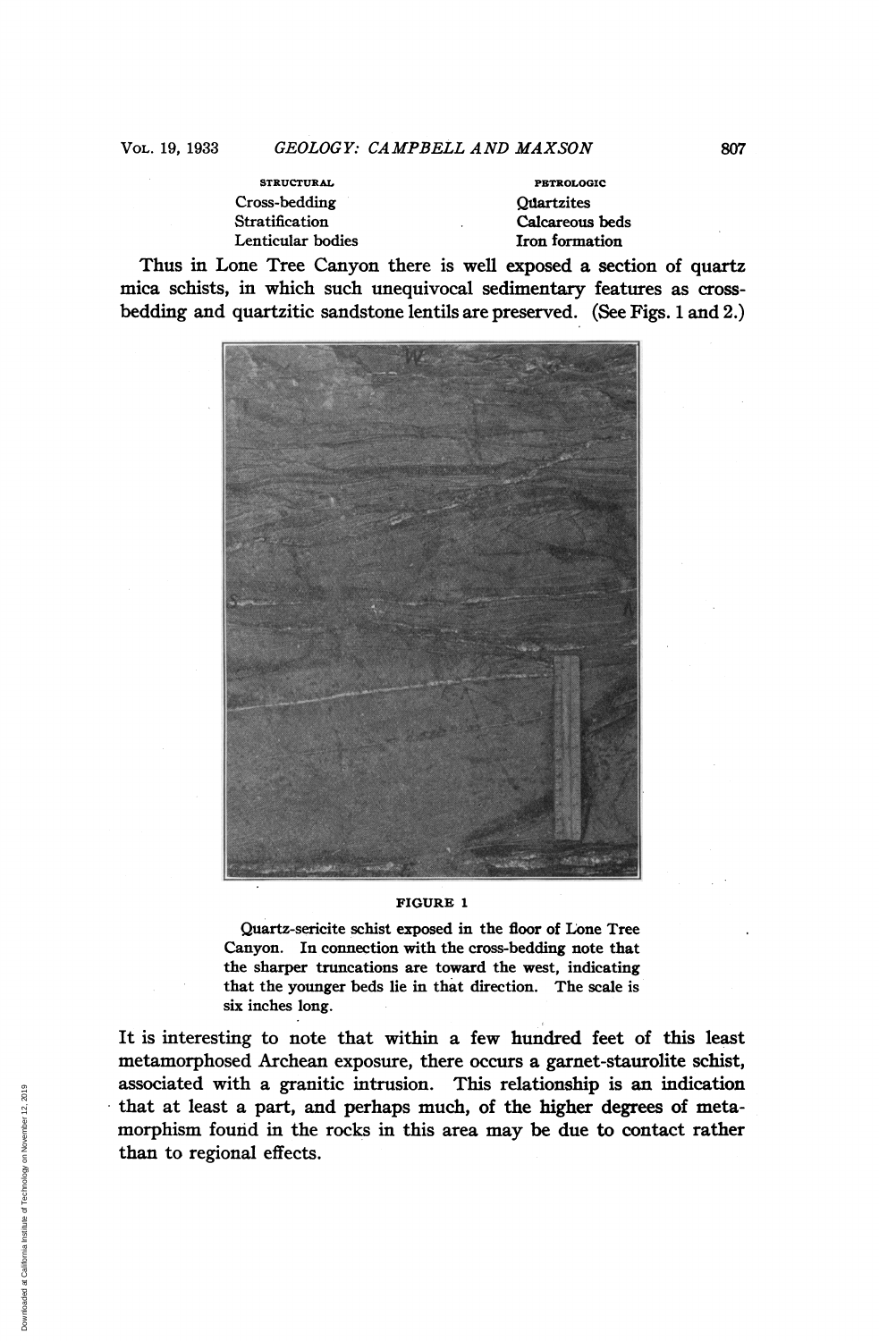| STRUCTURAL | PETROLOGIC |
| --- | --- |
| Cross-bedding | Quartzites |
| Stratification | Calcareous beds |
| Lenticular bodies | Iron formation |

Thus in Lone Tree Canyon there is well exposed a section of quartz mica schists, in which such unequivocal sedimentary features as cross-bedding and quartzitic sandstone lentils are preserved. (See Figs. 1 and 2.)

FIGURE 1

Quartz-sericite schist exposed in the floor of Lone Tree Canyon. In connection with the cross-bedding note that the sharper truncations are toward the west, indicating that the younger beds lie in that direction. The scale is six inches long.

It is interesting to note that within a few hundred feet of this least metamorphosed Archean exposure, there occurs a garnet-staurolite schist, associated with a granitic intrusion. This relationship is an indication that at least a part, and perhaps much, of the higher degrees of metamorphism found in the rocks in this area may be due to contact rather than to regional effects.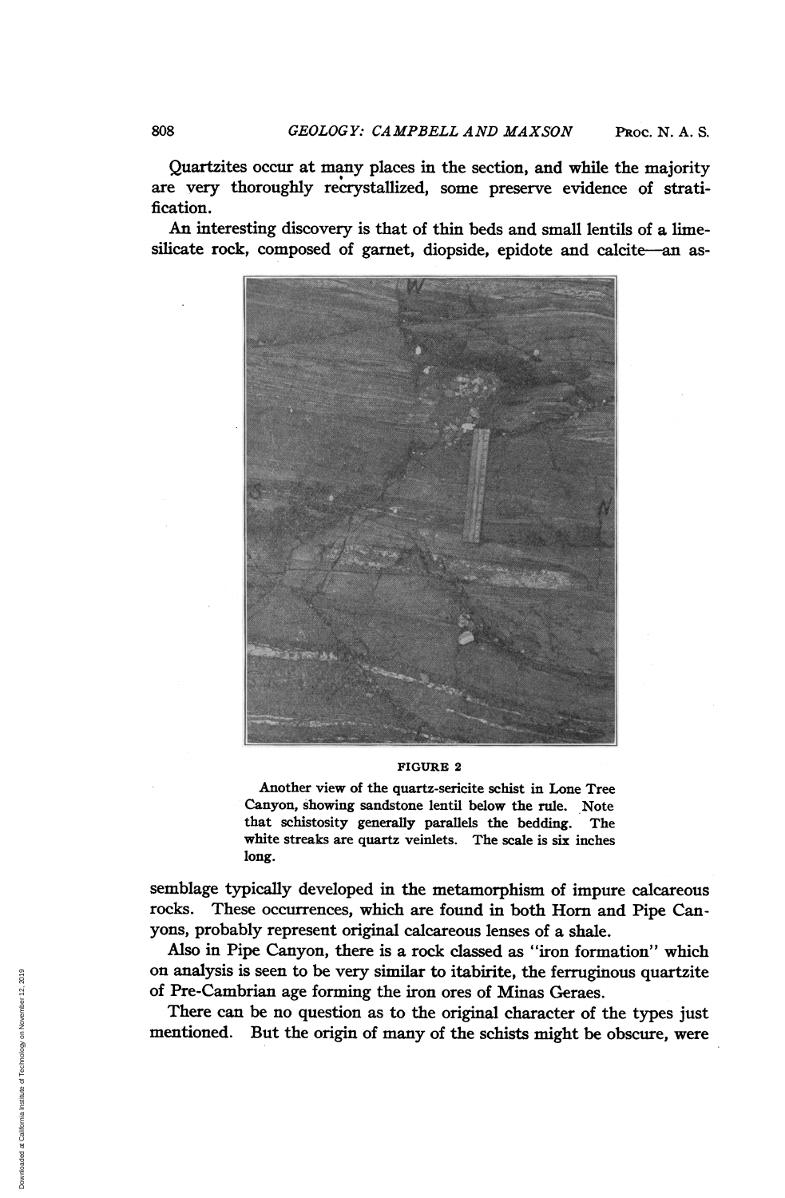Quartzites occur at many places in the section, and while the majority are very thoroughly recrystallized, some preserve evidence of stratification.

An interesting discovery is that of thin beds and small lentils of a lime-silicate rock, composed of garnet, diopside, epidote and calcite—an assemblage typically developed in the metamorphism of impure calcareous rocks. These occurrences, which are found in both Horn and Pipe Canyons, probably represent original calcareous lenses of a shale.

FIGURE 2

Another view of the quartz-sericite schist in Lone Tree Canyon, showing sandstone lentil below the rule. Note that schistosity generally parallels the bedding. The white streaks are quartz veinlets. The scale is six inches long.

Also in Pipe Canyon, there is a rock classed as "iron formation" which on analysis is seen to be very similar to itabirite, the ferruginous quartzite of Pre-Cambrian age forming the iron ores of Minas Geraes.

There can be no question as to the original character of the types just mentioned. But the origin of many of the schists might be obscure, were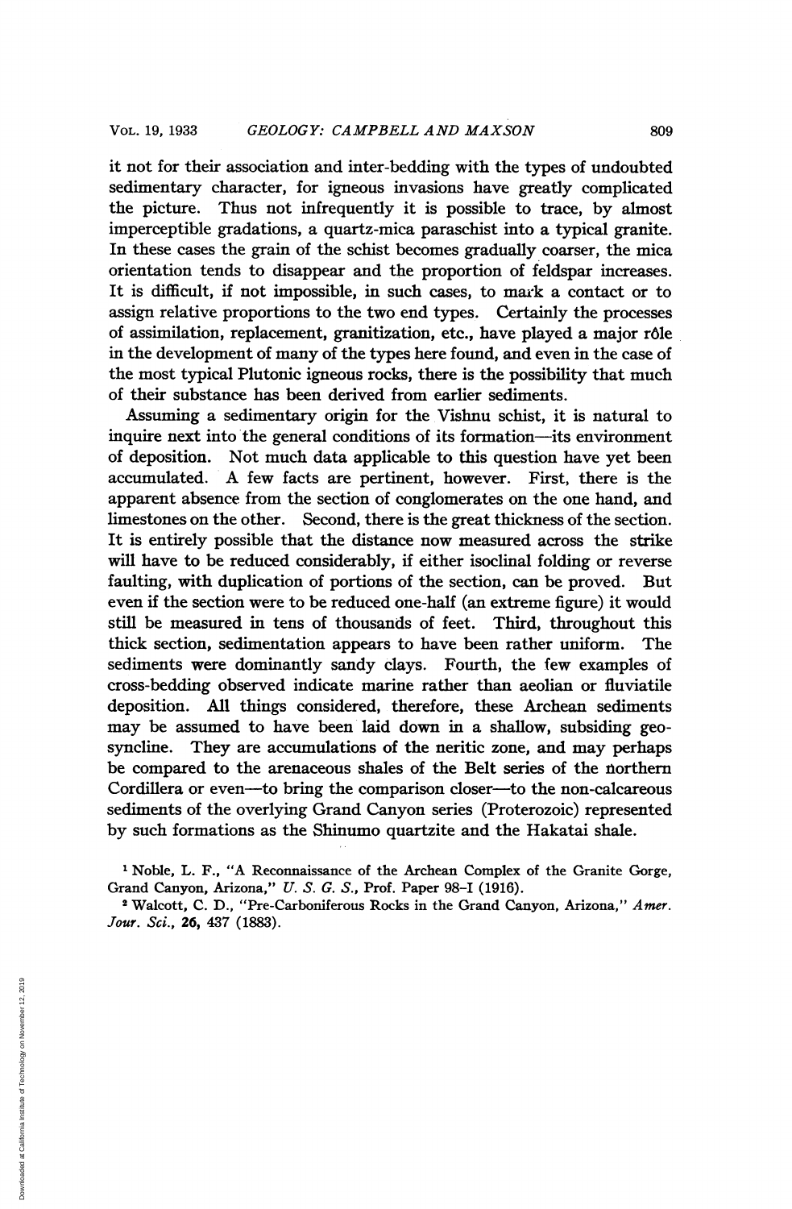it not for their association and inter-bedding with the types of undoubted sedimentary character, for igneous invasions have greatly complicated the picture. Thus not infrequently it is possible to trace, by almost imperceptible gradations, a quartz-mica paraschist into a typical granite. In these cases the grain of the schist becomes gradually coarser, the mica orientation tends to disappear and the proportion of feldspar increases. It is difficult, if not impossible, in such cases, to mark a contact or to assign relative proportions to the two end types. Certainly the processes of assimilation, replacement, granitization, etc., have played a major rôle in the development of many of the types here found, and even in the case of the most typical Plutonic igneous rocks, there is the possibility that much of their substance has been derived from earlier sediments.

Assuming a sedimentary origin for the Vishnu schist, it is natural to inquire next into the general conditions of its formation—its environment of deposition. Not much data applicable to this question have yet been accumulated. A few facts are pertinent, however. First, there is the apparent absence from the section of conglomerates on the one hand, and limestones on the other. Second, there is the great thickness of the section. It is entirely possible that the distance now measured across the strike will have to be reduced considerably, if either isoclinal folding or reverse faulting, with duplication of portions of the section, can be proved. But even if the section were to be reduced one-half (an extreme figure) it would still be measured in tens of thousands of feet. Third, throughout this thick section, sedimentation appears to have been rather uniform. The sediments were dominantly sandy clays. Fourth, the few examples of cross-bedding observed indicate marine rather than aeolian or fluviatile deposition. All things considered, therefore, these Archean sediments may be assumed to have been laid down in a shallow, subsiding geosyncline. They are accumulations of the neritic zone, and may perhaps be compared to the arenaceous shales of the Belt series of the northern Cordillera or even—to bring the comparison closer—to the non-calcareous sediments of the overlying Grand Canyon series (Proterozoic) represented by such formations as the Shinumo quartzite and the Hakatai shale.

[1] Noble, L. F., "A Reconnaissance of the Archean Complex of the Granite Gorge, Grand Canyon, Arizona," *U. S. G. S.*, Prof. Paper 98–I (1916).

[2] Walcott, C. D., "Pre-Carboniferous Rocks in the Grand Canyon, Arizona," *Amer. Jour. Sci.*, **26**, 437 (1883).